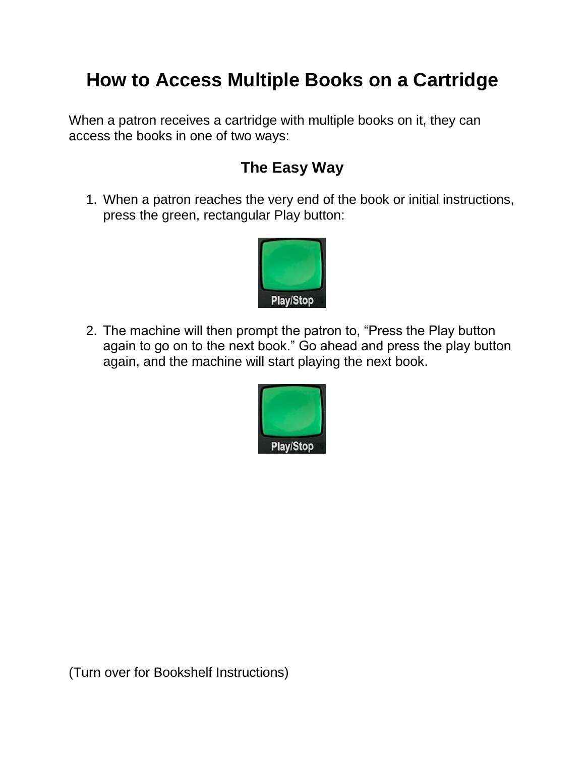# How to Access Multiple Books on a Cartridge

When a patron receives a cartridge with multiple books on it, they can access the books in one of two ways:

## The Easy Way

1. When a patron reaches the very end of the book or initial instructions, press the green, rectangular Play button:

   Play/Stop

2. The machine will then prompt the patron to, “Press the Play button again to go on to the next book.” Go ahead and press the play button again, and the machine will start playing the next book.

   Play/Stop

(Turn over for Bookshelf Instructions)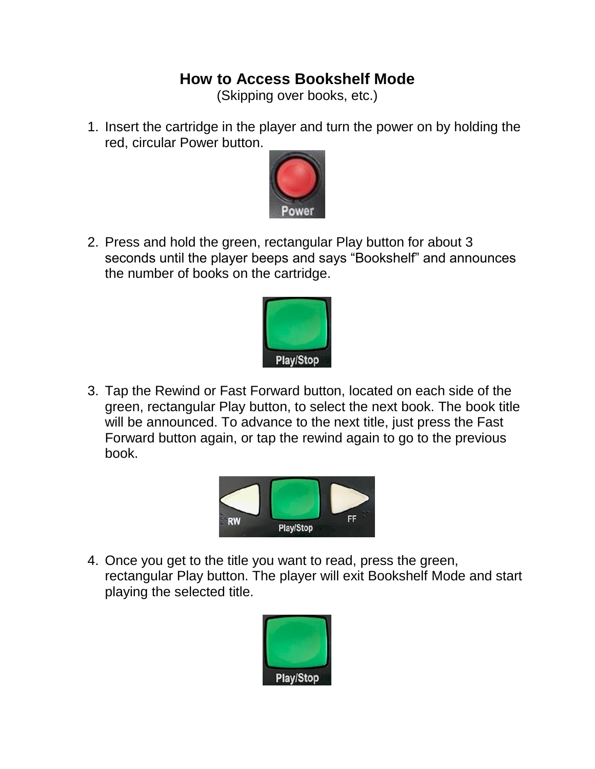# How to Access Bookshelf Mode

(Skipping over books, etc.)

1. Insert the cartridge in the player and turn the power on by holding the red, circular Power button.

2. Press and hold the green, rectangular Play button for about 3 seconds until the player beeps and says "Bookshelf" and announces the number of books on the cartridge.

3. Tap the Rewind or Fast Forward button, located on each side of the green, rectangular Play button, to select the next book. The book title will be announced. To advance to the next title, just press the Fast Forward button again, or tap the rewind again to go to the previous book.

4. Once you get to the title you want to read, press the green, rectangular Play button. The player will exit Bookshelf Mode and start playing the selected title.